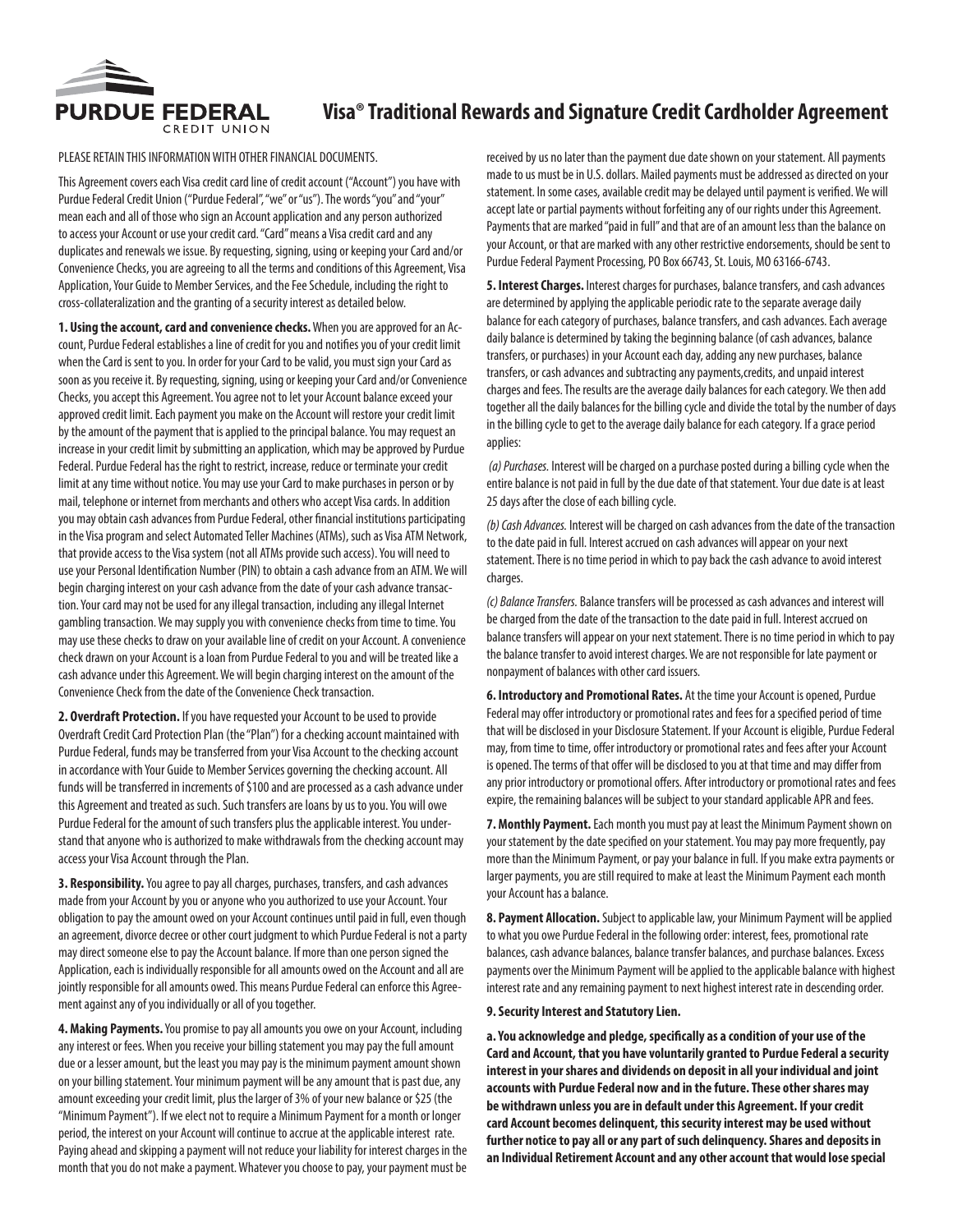# Visa® Traditional Rewards and Signature Credit Cardholder Agreement

PLEASE RETAIN THIS INFORMATION WITH OTHER FINANCIAL DOCUMENTS.

This Agreement covers each Visa credit card line of credit account ("Account") you have with Purdue Federal Credit Union ("Purdue Federal", "we" or "us"). The words "you" and "your" mean each and all of those who sign an Account application and any person authorized to access your Account or use your credit card. "Card" means a Visa credit card and any duplicates and renewals we issue. By requesting, signing, using or keeping your Card and/or Convenience Checks, you are agreeing to all the terms and conditions of this Agreement, Visa Application, Your Guide to Member Services, and the Fee Schedule, including the right to cross-collateralization and the granting of a security interest as detailed below.

**1. Using the account, card and convenience checks.** When you are approved for an Account, Purdue Federal establishes a line of credit for you and notifies you of your credit limit when the Card is sent to you. In order for your Card to be valid, you must sign your Card as soon as you receive it. By requesting, signing, using or keeping your Card and/or Convenience Checks, you accept this Agreement. You agree not to let your Account balance exceed your approved credit limit. Each payment you make on the Account will restore your credit limit by the amount of the payment that is applied to the principal balance. You may request an increase in your credit limit by submitting an application, which may be approved by Purdue Federal. Purdue Federal has the right to restrict, increase, reduce or terminate your credit limit at any time without notice. You may use your Card to make purchases in person or by mail, telephone or internet from merchants and others who accept Visa cards. In addition you may obtain cash advances from Purdue Federal, other financial institutions participating in the Visa program and select Automated Teller Machines (ATMs), such as Visa ATM Network, that provide access to the Visa system (not all ATMs provide such access). You will need to use your Personal Identification Number (PIN) to obtain a cash advance from an ATM. We will begin charging interest on your cash advance from the date of your cash advance transaction. Your card may not be used for any illegal transaction, including any illegal Internet gambling transaction. We may supply you with convenience checks from time to time. You may use these checks to draw on your available line of credit on your Account. A convenience check drawn on your Account is a loan from Purdue Federal to you and will be treated like a cash advance under this Agreement. We will begin charging interest on the amount of the Convenience Check from the date of the Convenience Check transaction.

**2. Overdraft Protection.** If you have requested your Account to be used to provide Overdraft Credit Card Protection Plan (the "Plan") for a checking account maintained with Purdue Federal, funds may be transferred from your Visa Account to the checking account in accordance with Your Guide to Member Services governing the checking account. All funds will be transferred in increments of $100 and are processed as a cash advance under this Agreement and treated as such. Such transfers are loans by us to you. You will owe Purdue Federal for the amount of such transfers plus the applicable interest. You understand that anyone who is authorized to make withdrawals from the checking account may access your Visa Account through the Plan.

**3. Responsibility.** You agree to pay all charges, purchases, transfers, and cash advances made from your Account by you or anyone who you authorized to use your Account. Your obligation to pay the amount owed on your Account continues until paid in full, even though an agreement, divorce decree or other court judgment to which Purdue Federal is not a party may direct someone else to pay the Account balance. If more than one person signed the Application, each is individually responsible for all amounts owed on the Account and all are jointly responsible for all amounts owed. This means Purdue Federal can enforce this Agreement against any of you individually or all of you together.

**4. Making Payments.** You promise to pay all amounts you owe on your Account, including any interest or fees. When you receive your billing statement you may pay the full amount due or a lesser amount, but the least you may pay is the minimum payment amount shown on your billing statement. Your minimum payment will be any amount that is past due, any amount exceeding your credit limit, plus the larger of 3% of your new balance or $25 (the "Minimum Payment"). If we elect not to require a Minimum Payment for a month or longer period, the interest on your Account will continue to accrue at the applicable interest rate. Paying ahead and skipping a payment will not reduce your liability for interest charges in the month that you do not make a payment. Whatever you choose to pay, your payment must be received by us no later than the payment due date shown on your statement. All payments made to us must be in U.S. dollars. Mailed payments must be addressed as directed on your statement. In some cases, available credit may be delayed until payment is verified. We will accept late or partial payments without forfeiting any of our rights under this Agreement. Payments that are marked "paid in full" and that are of an amount less than the balance on your Account, or that are marked with any other restrictive endorsements, should be sent to Purdue Federal Payment Processing, PO Box 66743, St. Louis, MO 63166-6743.

**5. Interest Charges.** Interest charges for purchases, balance transfers, and cash advances are determined by applying the applicable periodic rate to the separate average daily balance for each category of purchases, balance transfers, and cash advances. Each average daily balance is determined by taking the beginning balance (of cash advances, balance transfers, or purchases) in your Account each day, adding any new purchases, balance transfers, or cash advances and subtracting any payments,credits, and unpaid interest charges and fees. The results are the average daily balances for each category. We then add together all the daily balances for the billing cycle and divide the total by the number of days in the billing cycle to get to the average daily balance for each category. If a grace period applies:

*(a) Purchases.* Interest will be charged on a purchase posted during a billing cycle when the entire balance is not paid in full by the due date of that statement. Your due date is at least 25 days after the close of each billing cycle.

*(b) Cash Advances.* Interest will be charged on cash advances from the date of the transaction to the date paid in full. Interest accrued on cash advances will appear on your next statement. There is no time period in which to pay back the cash advance to avoid interest charges.

*(c) Balance Transfers.* Balance transfers will be processed as cash advances and interest will be charged from the date of the transaction to the date paid in full. Interest accrued on balance transfers will appear on your next statement. There is no time period in which to pay the balance transfer to avoid interest charges. We are not responsible for late payment or nonpayment of balances with other card issuers.

**6. Introductory and Promotional Rates.** At the time your Account is opened, Purdue Federal may offer introductory or promotional rates and fees for a specified period of time that will be disclosed in your Disclosure Statement. If your Account is eligible, Purdue Federal may, from time to time, offer introductory or promotional rates and fees after your Account is opened. The terms of that offer will be disclosed to you at that time and may differ from any prior introductory or promotional offers. After introductory or promotional rates and fees expire, the remaining balances will be subject to your standard applicable APR and fees.

**7. Monthly Payment.** Each month you must pay at least the Minimum Payment shown on your statement by the date specified on your statement. You may pay more frequently, pay more than the Minimum Payment, or pay your balance in full. If you make extra payments or larger payments, you are still required to make at least the Minimum Payment each month your Account has a balance.

**8. Payment Allocation.** Subject to applicable law, your Minimum Payment will be applied to what you owe Purdue Federal in the following order: interest, fees, promotional rate balances, cash advance balances, balance transfer balances, and purchase balances. Excess payments over the Minimum Payment will be applied to the applicable balance with highest interest rate and any remaining payment to next highest interest rate in descending order.

**9. Security Interest and Statutory Lien.**

**a. You acknowledge and pledge, specifically as a condition of your use of the Card and Account, that you have voluntarily granted to Purdue Federal a security interest in your shares and dividends on deposit in all your individual and joint accounts with Purdue Federal now and in the future. These other shares may be withdrawn unless you are in default under this Agreement. If your credit card Account becomes delinquent, this security interest may be used without further notice to pay all or any part of such delinquency. Shares and deposits in an Individual Retirement Account and any other account that would lose special**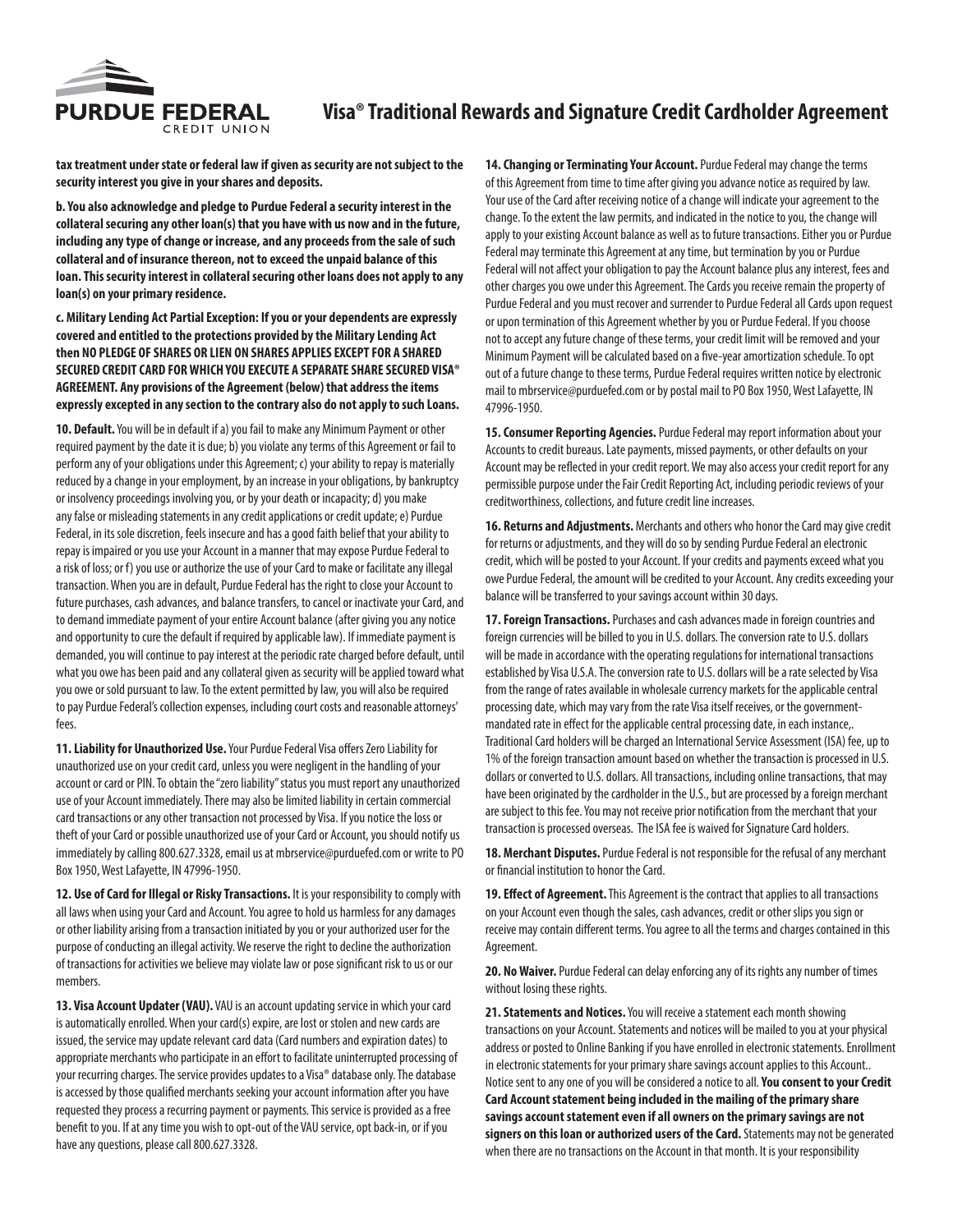**tax treatment under state or federal law if given as security are not subject to the security interest you give in your shares and deposits.**

**b. You also acknowledge and pledge to Purdue Federal a security interest in the collateral securing any other loan(s) that you have with us now and in the future, including any type of change or increase, and any proceeds from the sale of such collateral and of insurance thereon, not to exceed the unpaid balance of this loan. This security interest in collateral securing other loans does not apply to any loan(s) on your primary residence.**

**c. Military Lending Act Partial Exception: If you or your dependents are expressly covered and entitled to the protections provided by the Military Lending Act then NO PLEDGE OF SHARES OR LIEN ON SHARES APPLIES EXCEPT FOR A SHARED SECURED CREDIT CARD FOR WHICH YOU EXECUTE A SEPARATE SHARE SECURED VISA® AGREEMENT. Any provisions of the Agreement (below) that address the items expressly excepted in any section to the contrary also do not apply to such Loans.**

**10. Default.** You will be in default if a) you fail to make any Minimum Payment or other required payment by the date it is due; b) you violate any terms of this Agreement or fail to perform any of your obligations under this Agreement; c) your ability to repay is materially reduced by a change in your employment, by an increase in your obligations, by bankruptcy or insolvency proceedings involving you, or by your death or incapacity; d) you make any false or misleading statements in any credit applications or credit update; e) Purdue Federal, in its sole discretion, feels insecure and has a good faith belief that your ability to repay is impaired or you use your Account in a manner that may expose Purdue Federal to a risk of loss; or f) you use or authorize the use of your Card to make or facilitate any illegal transaction. When you are in default, Purdue Federal has the right to close your Account to future purchases, cash advances, and balance transfers, to cancel or inactivate your Card, and to demand immediate payment of your entire Account balance (after giving you any notice and opportunity to cure the default if required by applicable law). If immediate payment is demanded, you will continue to pay interest at the periodic rate charged before default, until what you owe has been paid and any collateral given as security will be applied toward what you owe or sold pursuant to law. To the extent permitted by law, you will also be required to pay Purdue Federal's collection expenses, including court costs and reasonable attorneys' fees.

**11. Liability for Unauthorized Use.** Your Purdue Federal Visa offers Zero Liability for unauthorized use on your credit card, unless you were negligent in the handling of your account or card or PIN. To obtain the "zero liability" status you must report any unauthorized use of your Account immediately. There may also be limited liability in certain commercial card transactions or any other transaction not processed by Visa. If you notice the loss or theft of your Card or possible unauthorized use of your Card or Account, you should notify us immediately by calling 800.627.3328, email us at mbrservice@purduefed.com or write to PO Box 1950, West Lafayette, IN 47996-1950.

**12. Use of Card for Illegal or Risky Transactions.** It is your responsibility to comply with all laws when using your Card and Account. You agree to hold us harmless for any damages or other liability arising from a transaction initiated by you or your authorized user for the purpose of conducting an illegal activity. We reserve the right to decline the authorization of transactions for activities we believe may violate law or pose significant risk to us or our members.

**13. Visa Account Updater (VAU).** VAU is an account updating service in which your card is automatically enrolled. When your card(s) expire, are lost or stolen and new cards are issued, the service may update relevant card data (Card numbers and expiration dates) to appropriate merchants who participate in an effort to facilitate uninterrupted processing of your recurring charges. The service provides updates to a Visa® database only. The database is accessed by those qualified merchants seeking your account information after you have requested they process a recurring payment or payments. This service is provided as a free benefit to you. If at any time you wish to opt-out of the VAU service, opt back-in, or if you have any questions, please call 800.627.3328.

**14. Changing or Terminating Your Account.** Purdue Federal may change the terms of this Agreement from time to time after giving you advance notice as required by law. Your use of the Card after receiving notice of a change will indicate your agreement to the change. To the extent the law permits, and indicated in the notice to you, the change will apply to your existing Account balance as well as to future transactions. Either you or Purdue Federal may terminate this Agreement at any time, but termination by you or Purdue Federal will not affect your obligation to pay the Account balance plus any interest, fees and other charges you owe under this Agreement. The Cards you receive remain the property of Purdue Federal and you must recover and surrender to Purdue Federal all Cards upon request or upon termination of this Agreement whether by you or Purdue Federal. If you choose not to accept any future change of these terms, your credit limit will be removed and your Minimum Payment will be calculated based on a five-year amortization schedule. To opt out of a future change to these terms, Purdue Federal requires written notice by electronic mail to mbrservice@purduefed.com or by postal mail to PO Box 1950, West Lafayette, IN 47996-1950.

**15. Consumer Reporting Agencies.** Purdue Federal may report information about your Accounts to credit bureaus. Late payments, missed payments, or other defaults on your Account may be reflected in your credit report. We may also access your credit report for any permissible purpose under the Fair Credit Reporting Act, including periodic reviews of your creditworthiness, collections, and future credit line increases.

**16. Returns and Adjustments.** Merchants and others who honor the Card may give credit for returns or adjustments, and they will do so by sending Purdue Federal an electronic credit, which will be posted to your Account. If your credits and payments exceed what you owe Purdue Federal, the amount will be credited to your Account. Any credits exceeding your balance will be transferred to your savings account within 30 days.

**17. Foreign Transactions.** Purchases and cash advances made in foreign countries and foreign currencies will be billed to you in U.S. dollars. The conversion rate to U.S. dollars will be made in accordance with the operating regulations for international transactions established by Visa U.S.A. The conversion rate to U.S. dollars will be a rate selected by Visa from the range of rates available in wholesale currency markets for the applicable central processing date, which may vary from the rate Visa itself receives, or the government-mandated rate in effect for the applicable central processing date, in each instance,. Traditional Card holders will be charged an International Service Assessment (ISA) fee, up to 1% of the foreign transaction amount based on whether the transaction is processed in U.S. dollars or converted to U.S. dollars. All transactions, including online transactions, that may have been originated by the cardholder in the U.S., but are processed by a foreign merchant are subject to this fee. You may not receive prior notification from the merchant that your transaction is processed overseas. The ISA fee is waived for Signature Card holders.

**18. Merchant Disputes.** Purdue Federal is not responsible for the refusal of any merchant or financial institution to honor the Card.

**19. Effect of Agreement.** This Agreement is the contract that applies to all transactions on your Account even though the sales, cash advances, credit or other slips you sign or receive may contain different terms. You agree to all the terms and charges contained in this Agreement.

**20. No Waiver.** Purdue Federal can delay enforcing any of its rights any number of times without losing these rights.

**21. Statements and Notices.** You will receive a statement each month showing transactions on your Account. Statements and notices will be mailed to you at your physical address or posted to Online Banking if you have enrolled in electronic statements. Enrollment in electronic statements for your primary share savings account applies to this Account.. Notice sent to any one of you will be considered a notice to all. **You consent to your Credit Card Account statement being included in the mailing of the primary share savings account statement even if all owners on the primary savings are not signers on this loan or authorized users of the Card.** Statements may not be generated when there are no transactions on the Account in that month. It is your responsibility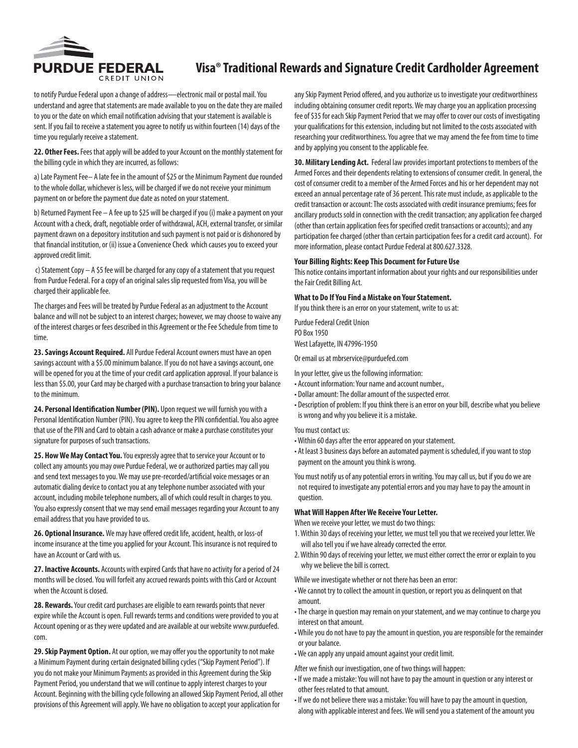# Visa® Traditional Rewards and Signature Credit Cardholder Agreement

to notify Purdue Federal upon a change of address—electronic mail or postal mail. You understand and agree that statements are made available to you on the date they are mailed to you or the date on which email notification advising that your statement is available is sent. If you fail to receive a statement you agree to notify us within fourteen (14) days of the time you regularly receive a statement.

**22. Other Fees.** Fees that apply will be added to your Account on the monthly statement for the billing cycle in which they are incurred, as follows:

a) Late Payment Fee– A late fee in the amount of $25 or the Minimum Payment due rounded to the whole dollar, whichever is less, will be charged if we do not receive your minimum payment on or before the payment due date as noted on your statement.

b) Returned Payment Fee – A fee up to $25 will be charged if you (i) make a payment on your Account with a check, draft, negotiable order of withdrawal, ACH, external transfer, or similar payment drawn on a depository institution and such payment is not paid or is dishonored by that financial institution, or (ii) issue a Convenience Check which causes you to exceed your approved credit limit.

c) Statement Copy – A $5 fee will be charged for any copy of a statement that you request from Purdue Federal. For a copy of an original sales slip requested from Visa, you will be charged their applicable fee.

The charges and Fees will be treated by Purdue Federal as an adjustment to the Account balance and will not be subject to an interest charges; however, we may choose to waive any of the interest charges or fees described in this Agreement or the Fee Schedule from time to time.

**23. Savings Account Required.** All Purdue Federal Account owners must have an open savings account with a $5.00 minimum balance. If you do not have a savings account, one will be opened for you at the time of your credit card application approval. If your balance is less than $5.00, your Card may be charged with a purchase transaction to bring your balance to the minimum.

**24. Personal Identification Number (PIN).** Upon request we will furnish you with a Personal Identification Number (PIN). You agree to keep the PIN confidential. You also agree that use of the PIN and Card to obtain a cash advance or make a purchase constitutes your signature for purposes of such transactions.

**25. How We May Contact You.** You expressly agree that to service your Account or to collect any amounts you may owe Purdue Federal, we or authorized parties may call you and send text messages to you. We may use pre-recorded/artificial voice messages or an automatic dialing device to contact you at any telephone number associated with your account, including mobile telephone numbers, all of which could result in charges to you. You also expressly consent that we may send email messages regarding your Account to any email address that you have provided to us.

**26. Optional Insurance.** We may have offered credit life, accident, health, or loss-of income insurance at the time you applied for your Account. This insurance is not required to have an Account or Card with us.

**27. Inactive Accounts.** Accounts with expired Cards that have no activity for a period of 24 months will be closed. You will forfeit any accrued rewards points with this Card or Account when the Account is closed.

**28. Rewards.** Your credit card purchases are eligible to earn rewards points that never expire while the Account is open. Full rewards terms and conditions were provided to you at Account opening or as they were updated and are available at our website www.purduefed.com.

**29. Skip Payment Option.** At our option, we may offer you the opportunity to not make a Minimum Payment during certain designated billing cycles ("Skip Payment Period"). If you do not make your Minimum Payments as provided in this Agreement during the Skip Payment Period, you understand that we will continue to apply interest charges to your Account. Beginning with the billing cycle following an allowed Skip Payment Period, all other provisions of this Agreement will apply. We have no obligation to accept your application for any Skip Payment Period offered, and you authorize us to investigate your creditworthiness including obtaining consumer credit reports. We may charge you an application processing fee of $35 for each Skip Payment Period that we may offer to cover our costs of investigating your qualifications for this extension, including but not limited to the costs associated with researching your creditworthiness. You agree that we may amend the fee from time to time and by applying you consent to the applicable fee.

**30. Military Lending Act.** Federal law provides important protections to members of the Armed Forces and their dependents relating to extensions of consumer credit. In general, the cost of consumer credit to a member of the Armed Forces and his or her dependent may not exceed an annual percentage rate of 36 percent. This rate must include, as applicable to the credit transaction or account: The costs associated with credit insurance premiums; fees for ancillary products sold in connection with the credit transaction; any application fee charged (other than certain application fees for specified credit transactions or accounts); and any participation fee charged (other than certain participation fees for a credit card account). For more information, please contact Purdue Federal at 800.627.3328.

### Your Billing Rights: Keep This Document for Future Use

This notice contains important information about your rights and our responsibilities under the Fair Credit Billing Act.

#### What to Do If You Find a Mistake on Your Statement.

If you think there is an error on your statement, write to us at:

Purdue Federal Credit Union
PO Box 1950
West Lafayette, IN 47996-1950

Or email us at mbrservice@purduefed.com

In your letter, give us the following information:

- Account information: Your name and account number.,
- Dollar amount: The dollar amount of the suspected error.
- Description of problem: If you think there is an error on your bill, describe what you believe is wrong and why you believe it is a mistake.

You must contact us:

- Within 60 days after the error appeared on your statement.
- At least 3 business days before an automated payment is scheduled, if you want to stop payment on the amount you think is wrong.

You must notify us of any potential errors in writing. You may call us, but if you do we are not required to investigate any potential errors and you may have to pay the amount in question.

#### What Will Happen After We Receive Your Letter.

When we receive your letter, we must do two things:

1. Within 30 days of receiving your letter, we must tell you that we received your letter. We will also tell you if we have already corrected the error.
2. Within 90 days of receiving your letter, we must either correct the error or explain to you why we believe the bill is correct.

While we investigate whether or not there has been an error:

- We cannot try to collect the amount in question, or report you as delinquent on that amount.
- The charge in question may remain on your statement, and we may continue to charge you interest on that amount.
- While you do not have to pay the amount in question, you are responsible for the remainder or your balance.
- We can apply any unpaid amount against your credit limit.

After we finish our investigation, one of two things will happen:

- If we made a mistake: You will not have to pay the amount in question or any interest or other fees related to that amount.
- If we do not believe there was a mistake: You will have to pay the amount in question, along with applicable interest and fees. We will send you a statement of the amount you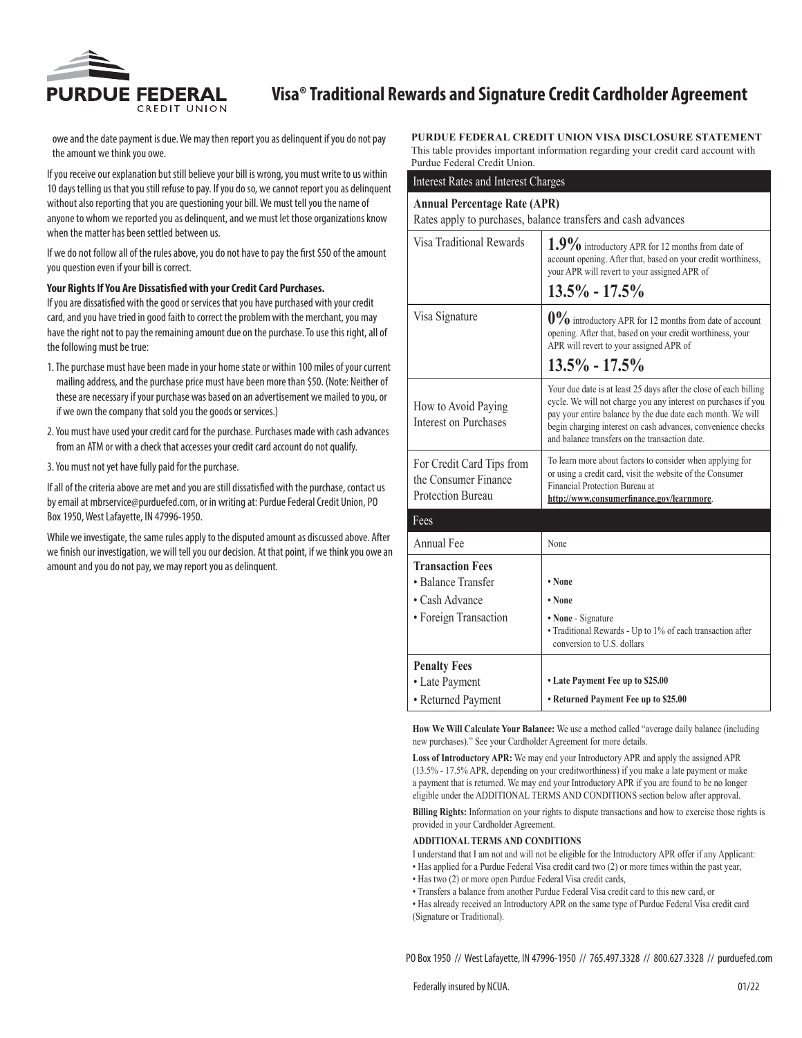owe and the date payment is due. We may then report you as delinquent if you do not pay the amount we think you owe.

If you receive our explanation but still believe your bill is wrong, you must write to us within 10 days telling us that you still refuse to pay. If you do so, we cannot report you as delinquent without also reporting that you are questioning your bill. We must tell you the name of anyone to whom we reported you as delinquent, and we must let those organizations know when the matter has been settled between us.

If we do not follow all of the rules above, you do not have to pay the first $50 of the amount you question even if your bill is correct.

**Your Rights If You Are Dissatisfied with your Credit Card Purchases.**
If you are dissatisfied with the good or services that you have purchased with your credit card, and you have tried in good faith to correct the problem with the merchant, you may have the right not to pay the remaining amount due on the purchase. To use this right, all of the following must be true:

1. The purchase must have been made in your home state or within 100 miles of your current mailing address, and the purchase price must have been more than $50. (Note: Neither of these are necessary if your purchase was based on an advertisement we mailed to you, or if we own the company that sold you the goods or services.)
2. You must have used your credit card for the purchase. Purchases made with cash advances from an ATM or with a check that accesses your credit card account do not qualify.
3. You must not yet have fully paid for the purchase.

If all of the criteria above are met and you are still dissatisfied with the purchase, contact us by email at mbrservice@purduefed.com, or in writing at: Purdue Federal Credit Union, PO Box 1950, West Lafayette, IN 47996-1950.

While we investigate, the same rules apply to the disputed amount as discussed above. After we finish our investigation, we will tell you our decision. At that point, if we think you owe an amount and you do not pay, we may report you as delinquent.

**PURDUE FEDERAL CREDIT UNION VISA DISCLOSURE STATEMENT**

This table provides important information regarding your credit card account with Purdue Federal Credit Union.

| | |
|---|---|
| **Interest Rates and Interest Charges** | |
| **Annual Percentage Rate (APR)** Rates apply to purchases, balance transfers and cash advances | |
| Visa Traditional Rewards | **1.9%** introductory APR for 12 months from date of account opening. After that, based on your credit worthiness, your APR will revert to your assigned APR of **13.5% - 17.5%** |
| Visa Signature | **0%** introductory APR for 12 months from date of account opening. After that, based on your credit worthiness, your APR will revert to your assigned APR of **13.5% - 17.5%** |
| How to Avoid Paying Interest on Purchases | Your due date is at least 25 days after the close of each billing cycle. We will not charge you any interest on purchases if you pay your entire balance by the due date each month. We will begin charging interest on cash advances, convenience checks and balance transfers on the transaction date. |
| For Credit Card Tips from the Consumer Finance Protection Bureau | To learn more about factors to consider when applying for or using a credit card, visit the website of the Consumer Financial Protection Bureau at **http://www.consumerfinance.gov/learnmore**. |
| **Fees** | |
| Annual Fee | None |
| **Transaction Fees**<br>• Balance Transfer<br>• Cash Advance<br>• Foreign Transaction | <br>• **None**<br>• **None**<br>• **None** - Signature<br>• Traditional Rewards - Up to 1% of each transaction after conversion to U.S. dollars |
| **Penalty Fees**<br>• Late Payment<br>• Returned Payment | <br>• **Late Payment Fee up to $25.00**<br>• **Returned Payment Fee up to $25.00** |

**How We Will Calculate Your Balance:** We use a method called "average daily balance (including new purchases)." See your Cardholder Agreement for more details.

**Loss of Introductory APR:** We may end your Introductory APR and apply the assigned APR (13.5% - 17.5% APR, depending on your creditworthiness) if you make a late payment or make a payment that is returned. We may end your Introductory APR if you are found to be no longer eligible under the ADDITIONAL TERMS AND CONDITIONS section below after approval.

**Billing Rights:** Information on your rights to dispute transactions and how to exercise those rights is provided in your Cardholder Agreement.

**ADDITIONAL TERMS AND CONDITIONS**

I understand that I am not and will not be eligible for the Introductory APR offer if any Applicant:

- Has applied for a Purdue Federal Visa credit card two (2) or more times within the past year,
- Has two (2) or more open Purdue Federal Visa credit cards,
- Transfers a balance from another Purdue Federal Visa credit card to this new card, or
- Has already received an Introductory APR on the same type of Purdue Federal Visa credit card (Signature or Traditional).

PO Box 1950 // West Lafayette, IN 47996-1950 // 765.497.3328 // 800.627.3328 // purduefed.com

Federally insured by NCUA. 01/22